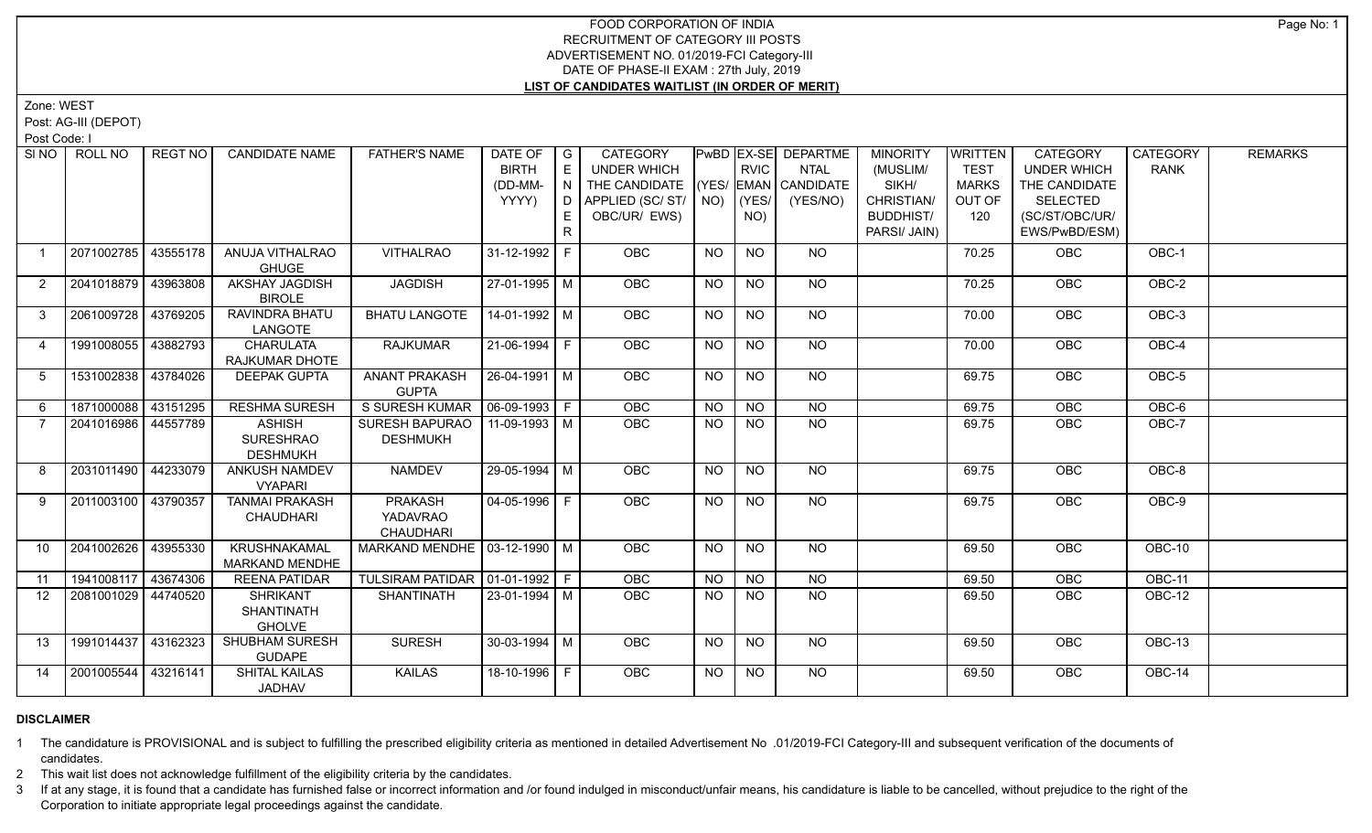# FOOD CORPORATION OF INDIA
## RECRUITMENT OF CATEGORY III POSTS
### ADVERTISEMENT NO. 01/2019-FCI Category-III
### DATE OF PHASE-II EXAM : 27th July, 2019
### LIST OF CANDIDATES WAITLIST (IN ORDER OF MERIT)

Zone: WEST

Post: AG-III (DEPOT)

Post Code: I

| Sl NO | ROLL NO | REGT NO | CANDIDATE NAME | FATHER'S NAME | DATE OF BIRTH (DD-MM-YYYY) | GENDER | CATEGORY UNDER WHICH THE CANDIDATE APPLIED (SC/ ST/ OBC/UR/ EWS) | PwBD (YES/ NO) | EX-SERVICEMAN (YES/ NO) | DEPARTMENTAL CANDIDATE (YES/NO) | MINORITY (MUSLIM/ SIKH/ CHRISTIAN/ BUDDHIST/ PARSI/ JAIN) | WRITTEN TEST MARKS OUT OF 120 | CATEGORY UNDER WHICH THE CANDIDATE SELECTED (SC/ST/OBC/UR/ EWS/PwBD/ESM) | CATEGORY RANK | REMARKS |
|---|---|---|---|---|---|---|---|---|---|---|---|---|---|---|---|
| 1 | 2071002785 | 43555178 | ANUJA VITHALRAO GHUGE | VITHALRAO | 31-12-1992 | F | OBC | NO | NO | NO | | 70.25 | OBC | OBC-1 | |
| 2 | 2041018879 | 43963808 | AKSHAY JAGDISH BIROLE | JAGDISH | 27-01-1995 | M | OBC | NO | NO | NO | | 70.25 | OBC | OBC-2 | |
| 3 | 2061009728 | 43769205 | RAVINDRA BHATU LANGOTE | BHATU LANGOTE | 14-01-1992 | M | OBC | NO | NO | NO | | 70.00 | OBC | OBC-3 | |
| 4 | 1991008055 | 43882793 | CHARULATA RAJKUMAR DHOTE | RAJKUMAR | 21-06-1994 | F | OBC | NO | NO | NO | | 70.00 | OBC | OBC-4 | |
| 5 | 1531002838 | 43784026 | DEEPAK GUPTA | ANANT PRAKASH GUPTA | 26-04-1991 | M | OBC | NO | NO | NO | | 69.75 | OBC | OBC-5 | |
| 6 | 1871000088 | 43151295 | RESHMA SURESH | S SURESH KUMAR | 06-09-1993 | F | OBC | NO | NO | NO | | 69.75 | OBC | OBC-6 | |
| 7 | 2041016986 | 44557789 | ASHISH SURESHRAO DESHMUKH | SURESH BAPURAO DESHMUKH | 11-09-1993 | M | OBC | NO | NO | NO | | 69.75 | OBC | OBC-7 | |
| 8 | 2031011490 | 44233079 | ANKUSH NAMDEV VYAPARI | NAMDEV | 29-05-1994 | M | OBC | NO | NO | NO | | 69.75 | OBC | OBC-8 | |
| 9 | 2011003100 | 43790357 | TANMAI PRAKASH CHAUDHARI | PRAKASH YADAVRAO CHAUDHARI | 04-05-1996 | F | OBC | NO | NO | NO | | 69.75 | OBC | OBC-9 | |
| 10 | 2041002626 | 43955330 | KRUSHNAKAMAL MARKAND MENDHE | MARKAND MENDHE | 03-12-1990 | M | OBC | NO | NO | NO | | 69.50 | OBC | OBC-10 | |
| 11 | 1941008117 | 43674306 | REENA PATIDAR | TULSIRAM PATIDAR | 01-01-1992 | F | OBC | NO | NO | NO | | 69.50 | OBC | OBC-11 | |
| 12 | 2081001029 | 44740520 | SHRIKANT SHANTINATH GHOLVE | SHANTINATH | 23-01-1994 | M | OBC | NO | NO | NO | | 69.50 | OBC | OBC-12 | |
| 13 | 1991014437 | 43162323 | SHUBHAM SURESH GUDAPE | SURESH | 30-03-1994 | M | OBC | NO | NO | NO | | 69.50 | OBC | OBC-13 | |
| 14 | 2001005544 | 43216141 | SHITAL KAILAS JADHAV | KAILAS | 18-10-1996 | F | OBC | NO | NO | NO | | 69.50 | OBC | OBC-14 | |

**DISCLAIMER**

1. The candidature is PROVISIONAL and is subject to fulfilling the prescribed eligibility criteria as mentioned in detailed Advertisement No .01/2019-FCI Category-III and subsequent verification of the documents of candidates.
2. This wait list does not acknowledge fulfillment of the eligibility criteria by the candidates.
3. If at any stage, it is found that a candidate has furnished false or incorrect information and /or found indulged in misconduct/unfair means, his candidature is liable to be cancelled, without prejudice to the right of the Corporation to initiate appropriate legal proceedings against the candidate.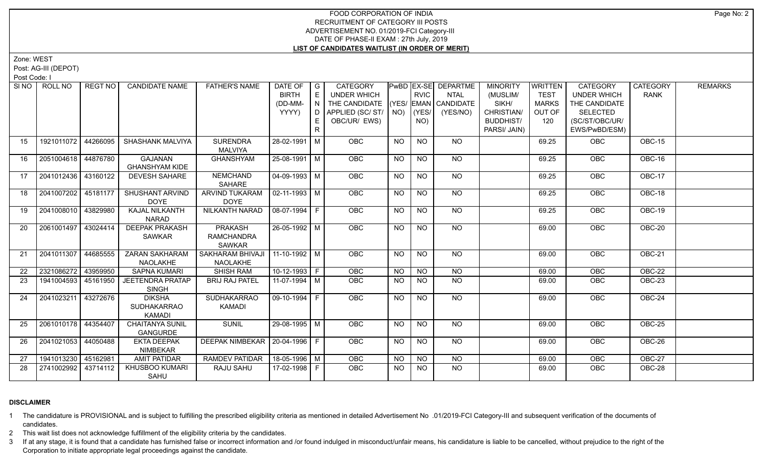FOOD CORPORATION OF INDIA
RECRUITMENT OF CATEGORY III POSTS
ADVERTISEMENT NO. 01/2019-FCI Category-III
DATE OF PHASE-II EXAM : 27th July, 2019
**LIST OF CANDIDATES WAITLIST (IN ORDER OF MERIT)**

Zone: WEST
Post: AG-III (DEPOT)
Post Code: I

| Sl NO | ROLL NO | REGT NO | CANDIDATE NAME | FATHER'S NAME | DATE OF BIRTH (DD-MM-YYYY) | GENDER | CATEGORY UNDER WHICH THE CANDIDATE APPLIED (SC/ ST/ OBC/UR/ EWS) | PwBD (YES/ NO) | EX-SERVICEMAN (YES/ NO) | DEPARTMENTAL CANDIDATE (YES/NO) | MINORITY (MUSLIM/ SIKH/ CHRISTIAN/ BUDDHIST/ PARSI/ JAIN) | WRITTEN TEST MARKS OUT OF 120 | CATEGORY UNDER WHICH THE CANDIDATE SELECTED (SC/ST/OBC/UR/ EWS/PwBD/ESM) | CATEGORY RANK | REMARKS |
|---|---|---|---|---|---|---|---|---|---|---|---|---|---|---|---|
| 15 | 1921011072 | 44266095 | SHASHANK MALVIYA | SURENDRA MALVIYA | 28-02-1991 | M | OBC | NO | NO | NO | | 69.25 | OBC | OBC-15 | |
| 16 | 2051004618 | 44876780 | GAJANAN GHANSHYAM KIDE | GHANSHYAM | 25-08-1991 | M | OBC | NO | NO | NO | | 69.25 | OBC | OBC-16 | |
| 17 | 2041012436 | 43160122 | DEVESH SAHARE | NEMCHAND SAHARE | 04-09-1993 | M | OBC | NO | NO | NO | | 69.25 | OBC | OBC-17 | |
| 18 | 2041007202 | 45181177 | SHUSHANT ARVIND DOYE | ARVIND TUKARAM DOYE | 02-11-1993 | M | OBC | NO | NO | NO | | 69.25 | OBC | OBC-18 | |
| 19 | 2041008010 | 43829980 | KAJAL NILKANTH NARAD | NILKANTH NARAD | 08-07-1994 | F | OBC | NO | NO | NO | | 69.25 | OBC | OBC-19 | |
| 20 | 2061001497 | 43024414 | DEEPAK PRAKASH SAWKAR | PRAKASH RAMCHANDRA SAWKAR | 26-05-1992 | M | OBC | NO | NO | NO | | 69.00 | OBC | OBC-20 | |
| 21 | 2041011307 | 44685555 | ZARAN SAKHARAM NAOLAKHE | SAKHARAM BHIVAJI NAOLAKHE | 11-10-1992 | M | OBC | NO | NO | NO | | 69.00 | OBC | OBC-21 | |
| 22 | 2321086272 | 43959950 | SAPNA KUMARI | SHISH RAM | 10-12-1993 | F | OBC | NO | NO | NO | | 69.00 | OBC | OBC-22 | |
| 23 | 1941004593 | 45161950 | JEETENDRA PRATAP SINGH | BRIJ RAJ PATEL | 11-07-1994 | M | OBC | NO | NO | NO | | 69.00 | OBC | OBC-23 | |
| 24 | 2041023211 | 43272676 | DIKSHA SUDHAKARRAO KAMADI | SUDHAKARRAO KAMADI | 09-10-1994 | F | OBC | NO | NO | NO | | 69.00 | OBC | OBC-24 | |
| 25 | 2061010178 | 44354407 | CHAITANYA SUNIL GANGURDE | SUNIL | 29-08-1995 | M | OBC | NO | NO | NO | | 69.00 | OBC | OBC-25 | |
| 26 | 2041021053 | 44050488 | EKTA DEEPAK NIMBEKAR | DEEPAK NIMBEKAR | 20-04-1996 | F | OBC | NO | NO | NO | | 69.00 | OBC | OBC-26 | |
| 27 | 1941013230 | 45162981 | AMIT PATIDAR | RAMDEV PATIDAR | 18-05-1996 | M | OBC | NO | NO | NO | | 69.00 | OBC | OBC-27 | |
| 28 | 2741002992 | 43714112 | KHUSBOO KUMARI SAHU | RAJU SAHU | 17-02-1998 | F | OBC | NO | NO | NO | | 69.00 | OBC | OBC-28 | |

**DISCLAIMER**

1 The candidature is PROVISIONAL and is subject to fulfilling the prescribed eligibility criteria as mentioned in detailed Advertisement No .01/2019-FCI Category-III and subsequent verification of the documents of candidates.
2 This wait list does not acknowledge fulfillment of the eligibility criteria by the candidates.
3 If at any stage, it is found that a candidate has furnished false or incorrect information and /or found indulged in misconduct/unfair means, his candidature is liable to be cancelled, without prejudice to the right of the Corporation to initiate appropriate legal proceedings against the candidate.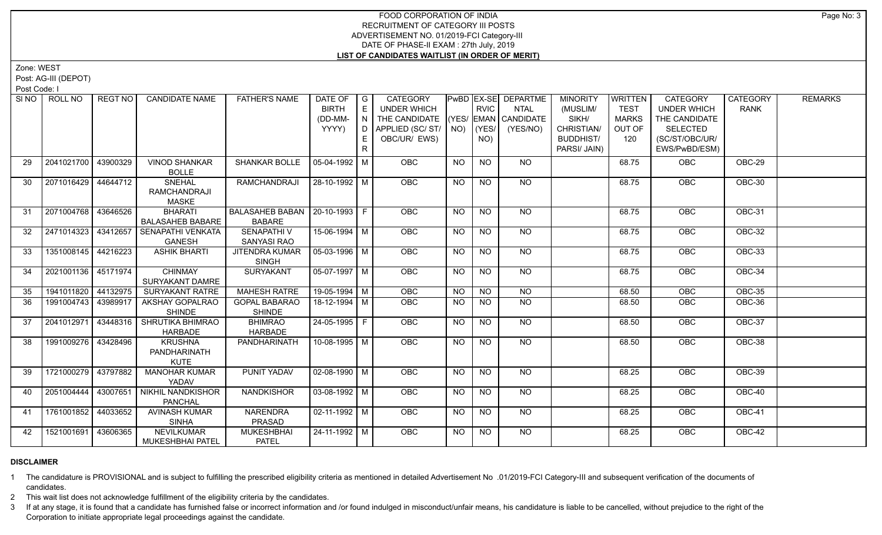# FOOD CORPORATION OF INDIA
## RECRUITMENT OF CATEGORY III POSTS
### ADVERTISEMENT NO. 01/2019-FCI Category-III
### DATE OF PHASE-II EXAM : 27th July, 2019
### LIST OF CANDIDATES WAITLIST (IN ORDER OF MERIT)

Zone: WEST

Post: AG-III (DEPOT)

Post Code: I

| SI NO | ROLL NO | REGT NO | CANDIDATE NAME | FATHER'S NAME | DATE OF BIRTH (DD-MM-YYYY) | GENDER | CATEGORY UNDER WHICH THE CANDIDATE APPLIED (SC/ ST/ OBC/UR/ EWS) | PwBD (YES/ NO) | EX-SERVICEMAN (YES/ NO) | DEPARTMENTAL CANDIDATE (YES/NO) | MINORITY (MUSLIM/ SIKH/ CHRISTIAN/ BUDDHIST/ PARSI/ JAIN) | WRITTEN TEST MARKS OUT OF 120 | CATEGORY UNDER WHICH THE CANDIDATE SELECTED (SC/ST/OBC/UR/ EWS/PwBD/ESM) | CATEGORY RANK | REMARKS |
|---|---|---|---|---|---|---|---|---|---|---|---|---|---|---|---|
| 29 | 2041021700 | 43900329 | VINOD SHANKAR BOLLE | SHANKAR BOLLE | 05-04-1992 | M | OBC | NO | NO | NO | | 68.75 | OBC | OBC-29 | |
| 30 | 2071016429 | 44644712 | SNEHAL RAMCHANDRAJI MASKE | RAMCHANDRAJI | 28-10-1992 | M | OBC | NO | NO | NO | | 68.75 | OBC | OBC-30 | |
| 31 | 2071004768 | 43646526 | BHARATI BALASAHEB BABARE | BALASAHEB BABAN BABARE | 20-10-1993 | F | OBC | NO | NO | NO | | 68.75 | OBC | OBC-31 | |
| 32 | 2471014323 | 43412657 | SENAPATHI VENKATA GANESH | SENAPATHI V SANYASI RAO | 15-06-1994 | M | OBC | NO | NO | NO | | 68.75 | OBC | OBC-32 | |
| 33 | 1351008145 | 44216223 | ASHIK BHARTI | JITENDRA KUMAR SINGH | 05-03-1996 | M | OBC | NO | NO | NO | | 68.75 | OBC | OBC-33 | |
| 34 | 2021001136 | 45171974 | CHINMAY SURYAKANT DAMRE | SURYAKANT | 05-07-1997 | M | OBC | NO | NO | NO | | 68.75 | OBC | OBC-34 | |
| 35 | 1941011820 | 44132975 | SURYAKANT RATRE | MAHESH RATRE | 19-05-1994 | M | OBC | NO | NO | NO | | 68.50 | OBC | OBC-35 | |
| 36 | 1991004743 | 43989917 | AKSHAY GOPALRAO SHINDE | GOPAL BABARAO SHINDE | 18-12-1994 | M | OBC | NO | NO | NO | | 68.50 | OBC | OBC-36 | |
| 37 | 2041012971 | 43448316 | SHRUTIKA BHIMRAO HARBADE | BHIMRAO HARBADE | 24-05-1995 | F | OBC | NO | NO | NO | | 68.50 | OBC | OBC-37 | |
| 38 | 1991009276 | 43428496 | KRUSHNA PANDHARINATH KUTE | PANDHARINATH | 10-08-1995 | M | OBC | NO | NO | NO | | 68.50 | OBC | OBC-38 | |
| 39 | 1721000279 | 43797882 | MANOHAR KUMAR YADAV | PUNIT YADAV | 02-08-1990 | M | OBC | NO | NO | NO | | 68.25 | OBC | OBC-39 | |
| 40 | 2051004444 | 43007651 | NIKHIL NANDKISHOR PANCHAL | NANDKISHOR | 03-08-1992 | M | OBC | NO | NO | NO | | 68.25 | OBC | OBC-40 | |
| 41 | 1761001852 | 44033652 | AVINASH KUMAR SINHA | NARENDRA PRASAD | 02-11-1992 | M | OBC | NO | NO | NO | | 68.25 | OBC | OBC-41 | |
| 42 | 1521001691 | 43606365 | NEVILKUMAR MUKESHBHAI PATEL | MUKESHBHAI PATEL | 24-11-1992 | M | OBC | NO | NO | NO | | 68.25 | OBC | OBC-42 | |

**DISCLAIMER**

1 The candidature is PROVISIONAL and is subject to fulfilling the prescribed eligibility criteria as mentioned in detailed Advertisement No .01/2019-FCI Category-III and subsequent verification of the documents of candidates.

2 This wait list does not acknowledge fulfillment of the eligibility criteria by the candidates.

3 If at any stage, it is found that a candidate has furnished false or incorrect information and /or found indulged in misconduct/unfair means, his candidature is liable to be cancelled, without prejudice to the right of the Corporation to initiate appropriate legal proceedings against the candidate.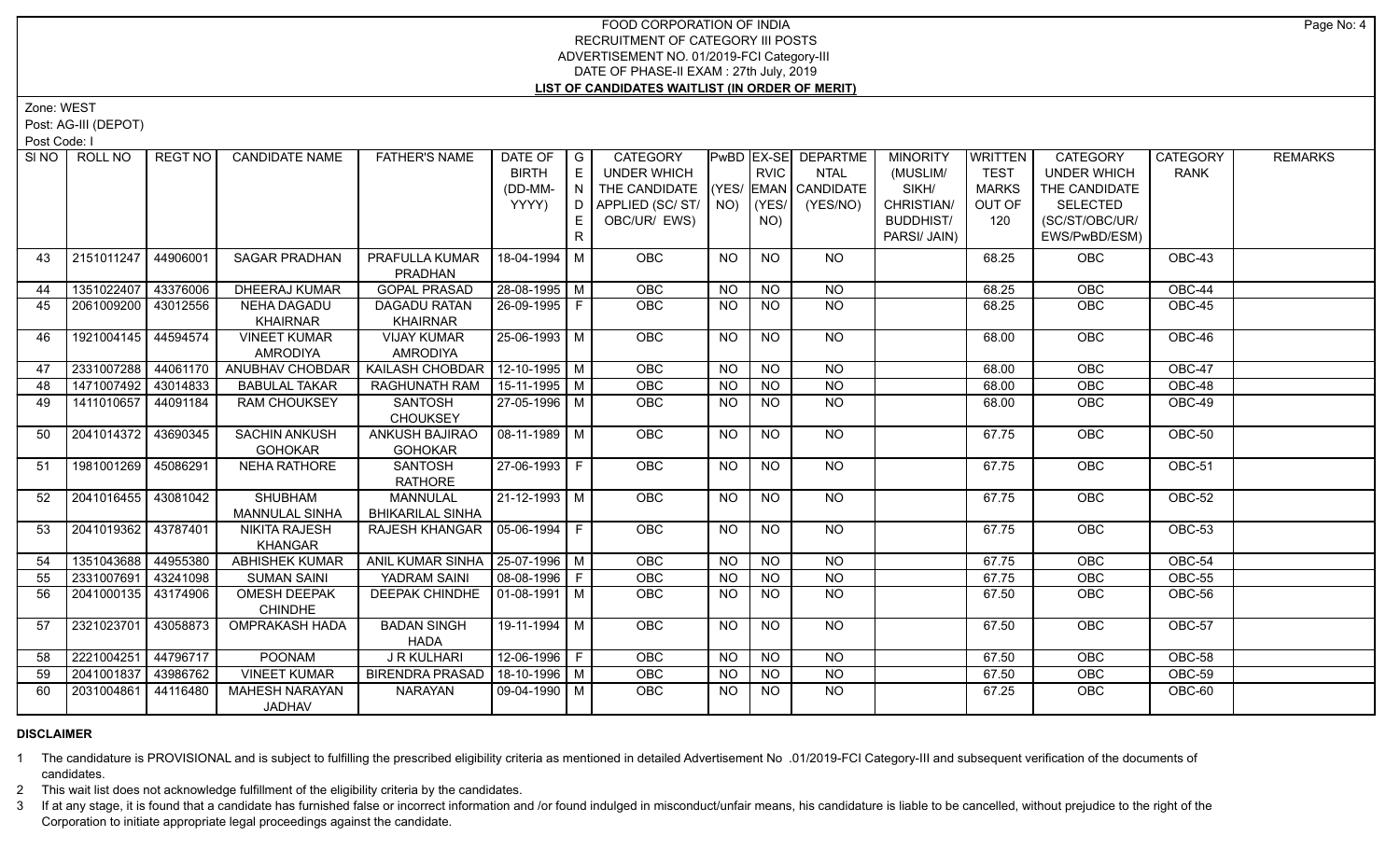# FOOD CORPORATION OF INDIA
## RECRUITMENT OF CATEGORY III POSTS
## ADVERTISEMENT NO. 01/2019-FCI Category-III
## DATE OF PHASE-II EXAM : 27th July, 2019
## LIST OF CANDIDATES WAITLIST (IN ORDER OF MERIT)

Zone: WEST
Post: AG-III (DEPOT)
Post Code: I

| Sl NO | ROLL NO | REGT NO | CANDIDATE NAME | FATHER'S NAME | DATE OF BIRTH (DD-MM-YYYY) | GENDER | CATEGORY UNDER WHICH THE CANDIDATE APPLIED (SC/ ST/ OBC/UR/ EWS) | PwBD (YES/ NO) | EX-SERVICEMAN (YES/ NO) | DEPARTMENTAL CANDIDATE (YES/NO) | MINORITY (MUSLIM/ SIKH/ CHRISTIAN/ BUDDHIST/ PARSI/ JAIN) | WRITTEN TEST MARKS OUT OF 120 | CATEGORY UNDER WHICH THE CANDIDATE SELECTED (SC/ST/OBC/UR/ EWS/PwBD/ESM) | CATEGORY RANK | REMARKS |
|---|---|---|---|---|---|---|---|---|---|---|---|---|---|---|---|
| 43 | 2151011247 | 44906001 | SAGAR PRADHAN | PRAFULLA KUMAR PRADHAN | 18-04-1994 | M | OBC | NO | NO | NO | | 68.25 | OBC | OBC-43 | |
| 44 | 1351022407 | 43376006 | DHEERAJ KUMAR | GOPAL PRASAD | 28-08-1995 | M | OBC | NO | NO | NO | | 68.25 | OBC | OBC-44 | |
| 45 | 2061009200 | 43012556 | NEHA DAGADU KHAIRNAR | DAGADU RATAN KHAIRNAR | 26-09-1995 | F | OBC | NO | NO | NO | | 68.25 | OBC | OBC-45 | |
| 46 | 1921004145 | 44594574 | VINEET KUMAR AMRODIYA | VIJAY KUMAR AMRODIYA | 25-06-1993 | M | OBC | NO | NO | NO | | 68.00 | OBC | OBC-46 | |
| 47 | 2331007288 | 44061170 | ANUBHAV CHOBDAR | KAILASH CHOBDAR | 12-10-1995 | M | OBC | NO | NO | NO | | 68.00 | OBC | OBC-47 | |
| 48 | 1471007492 | 43014833 | BABULAL TAKAR | RAGHUNATH RAM | 15-11-1995 | M | OBC | NO | NO | NO | | 68.00 | OBC | OBC-48 | |
| 49 | 1411010657 | 44091184 | RAM CHOUKSEY | SANTOSH CHOUKSEY | 27-05-1996 | M | OBC | NO | NO | NO | | 68.00 | OBC | OBC-49 | |
| 50 | 2041014372 | 43690345 | SACHIN ANKUSH GOHOKAR | ANKUSH BAJIRAO GOHOKAR | 08-11-1989 | M | OBC | NO | NO | NO | | 67.75 | OBC | OBC-50 | |
| 51 | 1981001269 | 45086291 | NEHA RATHORE | SANTOSH RATHORE | 27-06-1993 | F | OBC | NO | NO | NO | | 67.75 | OBC | OBC-51 | |
| 52 | 2041016455 | 43081042 | SHUBHAM MANNULAL SINHA | MANNULAL BHIKARILAL SINHA | 21-12-1993 | M | OBC | NO | NO | NO | | 67.75 | OBC | OBC-52 | |
| 53 | 2041019362 | 43787401 | NIKITA RAJESH KHANGAR | RAJESH KHANGAR | 05-06-1994 | F | OBC | NO | NO | NO | | 67.75 | OBC | OBC-53 | |
| 54 | 1351043688 | 44955380 | ABHISHEK KUMAR | ANIL KUMAR SINHA | 25-07-1996 | M | OBC | NO | NO | NO | | 67.75 | OBC | OBC-54 | |
| 55 | 2331007691 | 43241098 | SUMAN SAINI | YADRAM SAINI | 08-08-1996 | F | OBC | NO | NO | NO | | 67.75 | OBC | OBC-55 | |
| 56 | 2041000135 | 43174906 | OMESH DEEPAK CHINDHE | DEEPAK CHINDHE | 01-08-1991 | M | OBC | NO | NO | NO | | 67.50 | OBC | OBC-56 | |
| 57 | 2321023701 | 43058873 | OMPRAKASH HADA | BADAN SINGH HADA | 19-11-1994 | M | OBC | NO | NO | NO | | 67.50 | OBC | OBC-57 | |
| 58 | 2221004251 | 44796717 | POONAM | J R KULHARI | 12-06-1996 | F | OBC | NO | NO | NO | | 67.50 | OBC | OBC-58 | |
| 59 | 2041001837 | 43986762 | VINEET KUMAR | BIRENDRA PRASAD | 18-10-1996 | M | OBC | NO | NO | NO | | 67.50 | OBC | OBC-59 | |
| 60 | 2031004861 | 44116480 | MAHESH NARAYAN JADHAV | NARAYAN | 09-04-1990 | M | OBC | NO | NO | NO | | 67.25 | OBC | OBC-60 | |

**DISCLAIMER**

1 The candidature is PROVISIONAL and is subject to fulfilling the prescribed eligibility criteria as mentioned in detailed Advertisement No .01/2019-FCI Category-III and subsequent verification of the documents of candidates.

2 This wait list does not acknowledge fulfillment of the eligibility criteria by the candidates.

3 If at any stage, it is found that a candidate has furnished false or incorrect information and /or found indulged in misconduct/unfair means, his candidature is liable to be cancelled, without prejudice to the right of the Corporation to initiate appropriate legal proceedings against the candidate.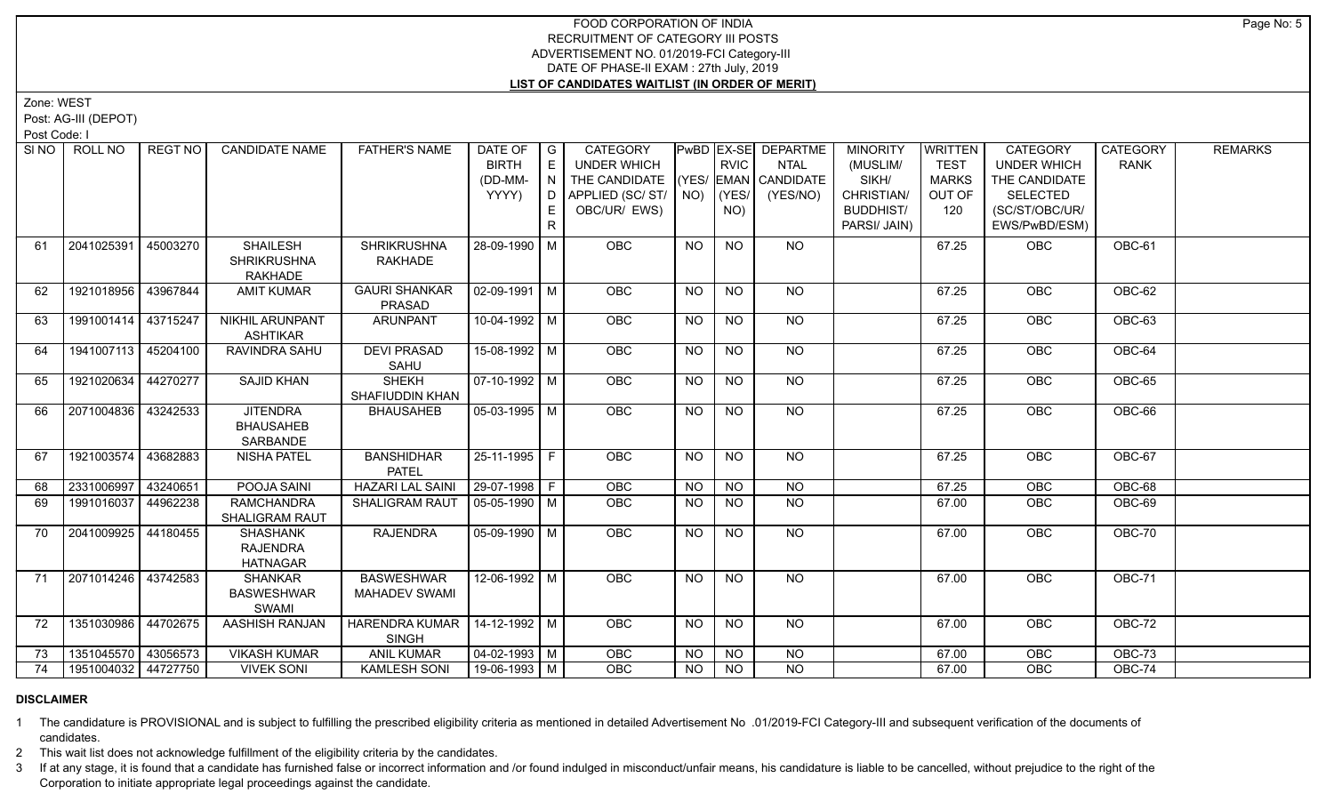# FOOD CORPORATION OF INDIA
## RECRUITMENT OF CATEGORY III POSTS
## ADVERTISEMENT NO. 01/2019-FCI Category-III
## DATE OF PHASE-II EXAM : 27th July, 2019
## LIST OF CANDIDATES WAITLIST (IN ORDER OF MERIT)

Zone: WEST

Post: AG-III (DEPOT)

Post Code: I

| Sl NO | ROLL NO | REGT NO | CANDIDATE NAME | FATHER'S NAME | DATE OF BIRTH (DD-MM-YYYY) | GENDER | CATEGORY UNDER WHICH THE CANDIDATE APPLIED (SC/ ST/ OBC/UR/ EWS) | PwBD (YES/ NO) | EX-SERVICEMAN (YES/ NO) | DEPARTMENTAL CANDIDATE (YES/NO) | MINORITY (MUSLIM/ SIKH/ CHRISTIAN/ BUDDHIST/ PARSI/ JAIN) | WRITTEN TEST MARKS OUT OF 120 | CATEGORY UNDER WHICH THE CANDIDATE SELECTED (SC/ST/OBC/UR/ EWS/PwBD/ESM) | CATEGORY RANK | REMARKS |
|---|---|---|---|---|---|---|---|---|---|---|---|---|---|---|---|
| 61 | 2041025391 | 45003270 | SHAILESH SHRIKRUSHNA RAKHADE | SHRIKRUSHNA RAKHADE | 28-09-1990 | M | OBC | NO | NO | NO | | 67.25 | OBC | OBC-61 | |
| 62 | 1921018956 | 43967844 | AMIT KUMAR | GAURI SHANKAR PRASAD | 02-09-1991 | M | OBC | NO | NO | NO | | 67.25 | OBC | OBC-62 | |
| 63 | 1991001414 | 43715247 | NIKHIL ARUNPANT ASHTIKAR | ARUNPANT | 10-04-1992 | M | OBC | NO | NO | NO | | 67.25 | OBC | OBC-63 | |
| 64 | 1941007113 | 45204100 | RAVINDRA SAHU | DEVI PRASAD SAHU | 15-08-1992 | M | OBC | NO | NO | NO | | 67.25 | OBC | OBC-64 | |
| 65 | 1921020634 | 44270277 | SAJID KHAN | SHEKH SHAFIUDDIN KHAN | 07-10-1992 | M | OBC | NO | NO | NO | | 67.25 | OBC | OBC-65 | |
| 66 | 2071004836 | 43242533 | JITENDRA BHAUSAHEB SARBANDE | BHAUSAHEB | 05-03-1995 | M | OBC | NO | NO | NO | | 67.25 | OBC | OBC-66 | |
| 67 | 1921003574 | 43682883 | NISHA PATEL | BANSHIDHAR PATEL | 25-11-1995 | F | OBC | NO | NO | NO | | 67.25 | OBC | OBC-67 | |
| 68 | 2331006997 | 43240651 | POOJA SAINI | HAZARI LAL SAINI | 29-07-1998 | F | OBC | NO | NO | NO | | 67.25 | OBC | OBC-68 | |
| 69 | 1991016037 | 44962238 | RAMCHANDRA SHALIGRAM RAUT | SHALIGRAM RAUT | 05-05-1990 | M | OBC | NO | NO | NO | | 67.00 | OBC | OBC-69 | |
| 70 | 2041009925 | 44180455 | SHASHANK RAJENDRA HATNAGAR | RAJENDRA | 05-09-1990 | M | OBC | NO | NO | NO | | 67.00 | OBC | OBC-70 | |
| 71 | 2071014246 | 43742583 | SHANKAR BASWESHWAR SWAMI | BASWESHWAR MAHADEV SWAMI | 12-06-1992 | M | OBC | NO | NO | NO | | 67.00 | OBC | OBC-71 | |
| 72 | 1351030986 | 44702675 | AASHISH RANJAN | HARENDRA KUMAR SINGH | 14-12-1992 | M | OBC | NO | NO | NO | | 67.00 | OBC | OBC-72 | |
| 73 | 1351045570 | 43056573 | VIKASH KUMAR | ANIL KUMAR | 04-02-1993 | M | OBC | NO | NO | NO | | 67.00 | OBC | OBC-73 | |
| 74 | 1951004032 | 44727750 | VIVEK SONI | KAMLESH SONI | 19-06-1993 | M | OBC | NO | NO | NO | | 67.00 | OBC | OBC-74 | |

**DISCLAIMER**

1 The candidature is PROVISIONAL and is subject to fulfilling the prescribed eligibility criteria as mentioned in detailed Advertisement No .01/2019-FCI Category-III and subsequent verification of the documents of candidates.

2 This wait list does not acknowledge fulfillment of the eligibility criteria by the candidates.

3 If at any stage, it is found that a candidate has furnished false or incorrect information and /or found indulged in misconduct/unfair means, his candidature is liable to be cancelled, without prejudice to the right of the Corporation to initiate appropriate legal proceedings against the candidate.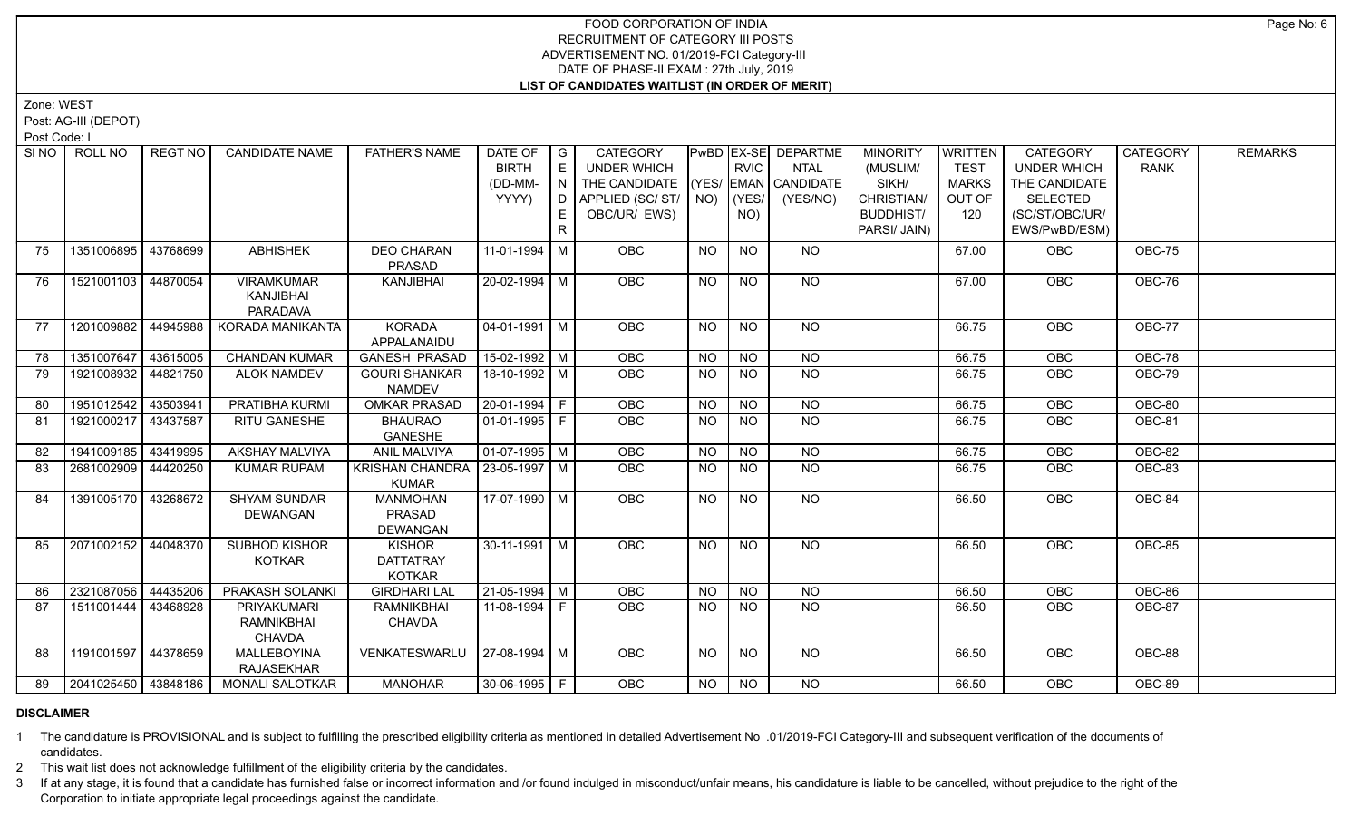FOOD CORPORATION OF INDIA
RECRUITMENT OF CATEGORY III POSTS
ADVERTISEMENT NO. 01/2019-FCI Category-III
DATE OF PHASE-II EXAM : 27th July, 2019
**LIST OF CANDIDATES WAITLIST (IN ORDER OF MERIT)**

Zone: WEST
Post: AG-III (DEPOT)
Post Code: I

| SI NO | ROLL NO | REGT NO | CANDIDATE NAME | FATHER'S NAME | DATE OF BIRTH (DD-MM-YYYY) | GENDER | CATEGORY UNDER WHICH THE CANDIDATE APPLIED (SC/ ST/ OBC/UR/ EWS) | PwBD (YES/ NO) | EX-SERVICEMAN (YES/ NO) | DEPARTMENTAL CANDIDATE (YES/NO) | MINORITY (MUSLIM/ SIKH/ CHRISTIAN/ BUDDHIST/ PARSI/ JAIN) | WRITTEN TEST MARKS OUT OF 120 | CATEGORY UNDER WHICH THE CANDIDATE SELECTED (SC/ST/OBC/UR/ EWS/PwBD/ESM) | CATEGORY RANK | REMARKS |
|---|---|---|---|---|---|---|---|---|---|---|---|---|---|---|---|
| 75 | 1351006895 | 43768699 | ABHISHEK | DEO CHARAN PRASAD | 11-01-1994 | M | OBC | NO | NO | NO | | 67.00 | OBC | OBC-75 | |
| 76 | 1521001103 | 44870054 | VIRAMKUMAR KANJIBHAI PARADAVA | KANJIBHAI | 20-02-1994 | M | OBC | NO | NO | NO | | 67.00 | OBC | OBC-76 | |
| 77 | 1201009882 | 44945988 | KORADA MANIKANTA | KORADA APPALANAIDU | 04-01-1991 | M | OBC | NO | NO | NO | | 66.75 | OBC | OBC-77 | |
| 78 | 1351007647 | 43615005 | CHANDAN KUMAR | GANESH PRASAD | 15-02-1992 | M | OBC | NO | NO | NO | | 66.75 | OBC | OBC-78 | |
| 79 | 1921008932 | 44821750 | ALOK NAMDEV | GOURI SHANKAR NAMDEV | 18-10-1992 | M | OBC | NO | NO | NO | | 66.75 | OBC | OBC-79 | |
| 80 | 1951012542 | 43503941 | PRATIBHA KURMI | OMKAR PRASAD | 20-01-1994 | F | OBC | NO | NO | NO | | 66.75 | OBC | OBC-80 | |
| 81 | 1921000217 | 43437587 | RITU GANESHE | BHAURAO GANESHE | 01-01-1995 | F | OBC | NO | NO | NO | | 66.75 | OBC | OBC-81 | |
| 82 | 1941009185 | 43419995 | AKSHAY MALVIYA | ANIL MALVIYA | 01-07-1995 | M | OBC | NO | NO | NO | | 66.75 | OBC | OBC-82 | |
| 83 | 2681002909 | 44420250 | KUMAR RUPAM | KRISHAN CHANDRA KUMAR | 23-05-1997 | M | OBC | NO | NO | NO | | 66.75 | OBC | OBC-83 | |
| 84 | 1391005170 | 43268672 | SHYAM SUNDAR DEWANGAN | MANMOHAN PRASAD DEWANGAN | 17-07-1990 | M | OBC | NO | NO | NO | | 66.50 | OBC | OBC-84 | |
| 85 | 2071002152 | 44048370 | SUBHOD KISHOR KOTKAR | KISHOR DATTATRAY KOTKAR | 30-11-1991 | M | OBC | NO | NO | NO | | 66.50 | OBC | OBC-85 | |
| 86 | 2321087056 | 44435206 | PRAKASH SOLANKI | GIRDHARI LAL | 21-05-1994 | M | OBC | NO | NO | NO | | 66.50 | OBC | OBC-86 | |
| 87 | 1511001444 | 43468928 | PRIYAKUMARI RAMNIKBHAI CHAVDA | RAMNIKBHAI CHAVDA | 11-08-1994 | F | OBC | NO | NO | NO | | 66.50 | OBC | OBC-87 | |
| 88 | 1191001597 | 44378659 | MALLEBOYINA RAJASEKHAR | VENKATESWARLU | 27-08-1994 | M | OBC | NO | NO | NO | | 66.50 | OBC | OBC-88 | |
| 89 | 2041025450 | 43848186 | MONALI SALOTKAR | MANOHAR | 30-06-1995 | F | OBC | NO | NO | NO | | 66.50 | OBC | OBC-89 | |

**DISCLAIMER**

1 The candidature is PROVISIONAL and is subject to fulfilling the prescribed eligibility criteria as mentioned in detailed Advertisement No .01/2019-FCI Category-III and subsequent verification of the documents of candidates.

2 This wait list does not acknowledge fulfillment of the eligibility criteria by the candidates.

3 If at any stage, it is found that a candidate has furnished false or incorrect information and /or found indulged in misconduct/unfair means, his candidature is liable to be cancelled, without prejudice to the right of the Corporation to initiate appropriate legal proceedings against the candidate.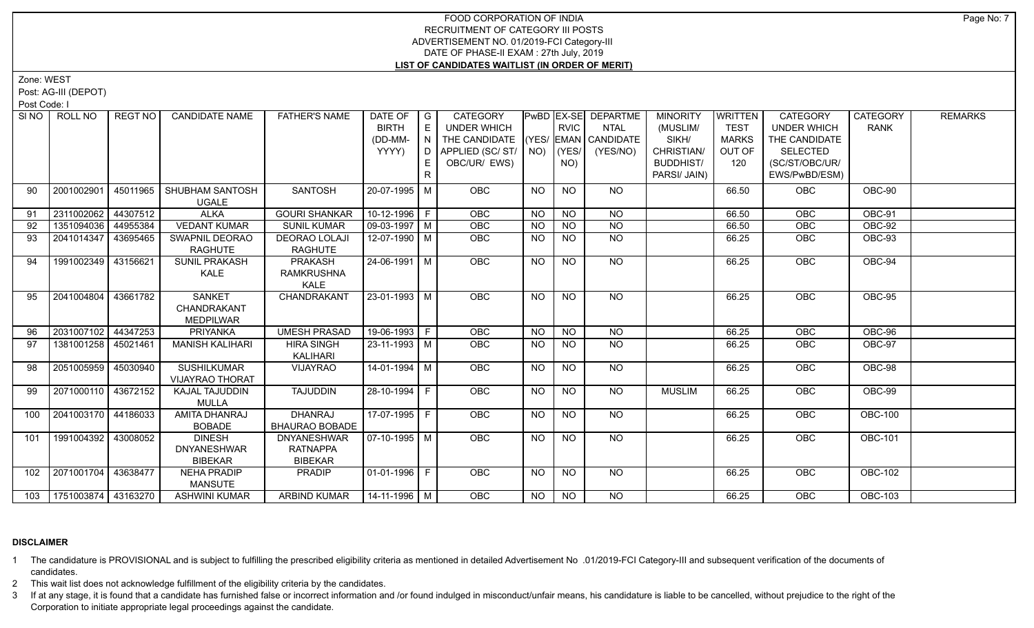# FOOD CORPORATION OF INDIA
## RECRUITMENT OF CATEGORY III POSTS
## ADVERTISEMENT NO. 01/2019-FCI Category-III
## DATE OF PHASE-II EXAM : 27th July, 2019
## LIST OF CANDIDATES WAITLIST (IN ORDER OF MERIT)

Zone: WEST

Post: AG-III (DEPOT)

Post Code: I

| SI NO | ROLL NO | REGT NO | CANDIDATE NAME | FATHER'S NAME | DATE OF BIRTH (DD-MM-YYYY) | GENDER | CATEGORY UNDER WHICH THE CANDIDATE APPLIED (SC/ ST/ OBC/UR/ EWS) | PwBD (YES/ NO) | EX-SERVICEMAN (YES/ NO) | DEPARTMENTAL CANDIDATE (YES/NO) | MINORITY (MUSLIM/ SIKH/ CHRISTIAN/ BUDDHIST/ PARSI/ JAIN) | WRITTEN TEST MARKS OUT OF 120 | CATEGORY UNDER WHICH THE CANDIDATE SELECTED (SC/ST/OBC/UR/ EWS/PwBD/ESM) | CATEGORY RANK | REMARKS |
|---|---|---|---|---|---|---|---|---|---|---|---|---|---|---|---|
| 90 | 2001002901 | 45011965 | SHUBHAM SANTOSH UGALE | SANTOSH | 20-07-1995 | M | OBC | NO | NO | NO | | 66.50 | OBC | OBC-90 | |
| 91 | 2311002062 | 44307512 | ALKA | GOURI SHANKAR | 10-12-1996 | F | OBC | NO | NO | NO | | 66.50 | OBC | OBC-91 | |
| 92 | 1351094036 | 44955384 | VEDANT KUMAR | SUNIL KUMAR | 09-03-1997 | M | OBC | NO | NO | NO | | 66.50 | OBC | OBC-92 | |
| 93 | 2041014347 | 43695465 | SWAPNIL DEORAO RAGHUTE | DEORAO LOLAJI RAGHUTE | 12-07-1990 | M | OBC | NO | NO | NO | | 66.25 | OBC | OBC-93 | |
| 94 | 1991002349 | 43156621 | SUNIL PRAKASH KALE | PRAKASH RAMKRUSHNA KALE | 24-06-1991 | M | OBC | NO | NO | NO | | 66.25 | OBC | OBC-94 | |
| 95 | 2041004804 | 43661782 | SANKET CHANDRAKANT MEDPILWAR | CHANDRAKANT | 23-01-1993 | M | OBC | NO | NO | NO | | 66.25 | OBC | OBC-95 | |
| 96 | 2031007102 | 44347253 | PRIYANKA | UMESH PRASAD | 19-06-1993 | F | OBC | NO | NO | NO | | 66.25 | OBC | OBC-96 | |
| 97 | 1381001258 | 45021461 | MANISH KALIHARI | HIRA SINGH KALIHARI | 23-11-1993 | M | OBC | NO | NO | NO | | 66.25 | OBC | OBC-97 | |
| 98 | 2051005959 | 45030940 | SUSHILKUMAR VIJAYRAO THORAT | VIJAYRAO | 14-01-1994 | M | OBC | NO | NO | NO | | 66.25 | OBC | OBC-98 | |
| 99 | 2071000110 | 43672152 | KAJAL TAJUDDIN MULLA | TAJUDDIN | 28-10-1994 | F | OBC | NO | NO | NO | MUSLIM | 66.25 | OBC | OBC-99 | |
| 100 | 2041003170 | 44186033 | AMITA DHANRAJ BOBADE | DHANRAJ BHAURAO BOBADE | 17-07-1995 | F | OBC | NO | NO | NO | | 66.25 | OBC | OBC-100 | |
| 101 | 1991004392 | 43008052 | DINESH DNYANESHWAR BIBEKAR | DNYANESHWAR RATNAPPA BIBEKAR | 07-10-1995 | M | OBC | NO | NO | NO | | 66.25 | OBC | OBC-101 | |
| 102 | 2071001704 | 43638477 | NEHA PRADIP MANSUTE | PRADIP | 01-01-1996 | F | OBC | NO | NO | NO | | 66.25 | OBC | OBC-102 | |
| 103 | 1751003874 | 43163270 | ASHWINI KUMAR | ARBIND KUMAR | 14-11-1996 | M | OBC | NO | NO | NO | | 66.25 | OBC | OBC-103 | |

**DISCLAIMER**

1. The candidature is PROVISIONAL and is subject to fulfilling the prescribed eligibility criteria as mentioned in detailed Advertisement No .01/2019-FCI Category-III and subsequent verification of the documents of candidates.
2. This wait list does not acknowledge fulfillment of the eligibility criteria by the candidates.
3. If at any stage, it is found that a candidate has furnished false or incorrect information and /or found indulged in misconduct/unfair means, his candidature is liable to be cancelled, without prejudice to the right of the Corporation to initiate appropriate legal proceedings against the candidate.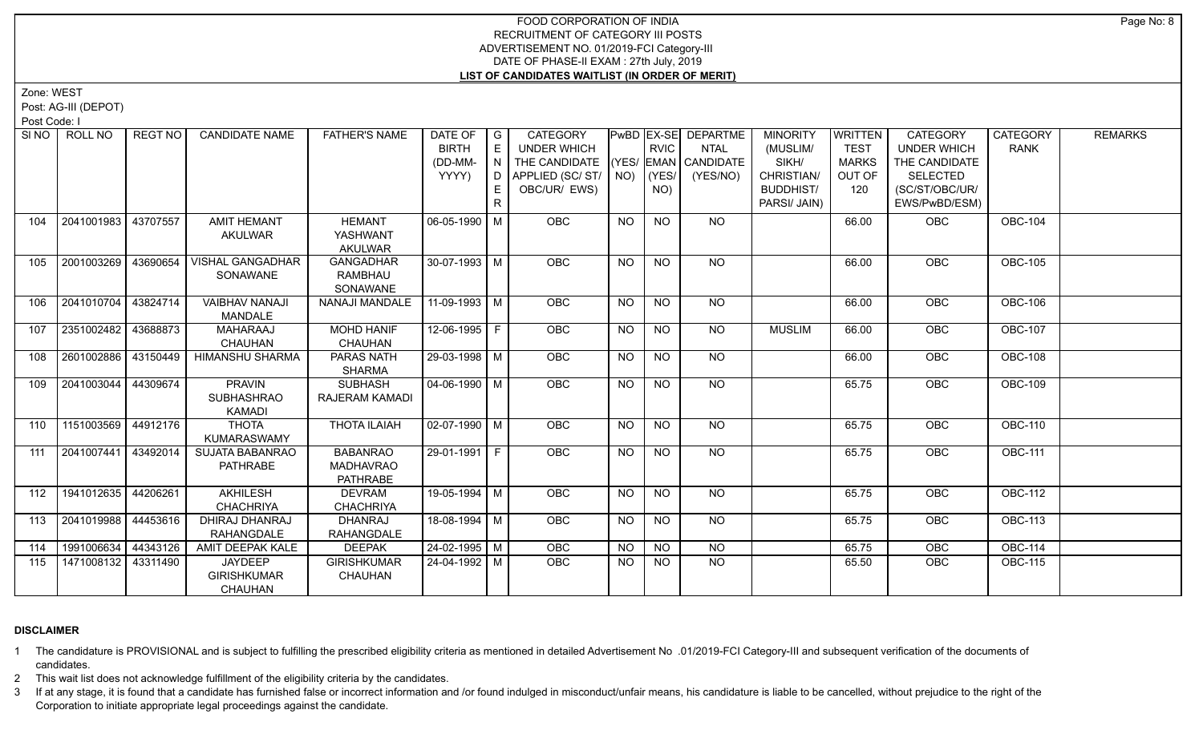# FOOD CORPORATION OF INDIA
## RECRUITMENT OF CATEGORY III POSTS
## ADVERTISEMENT NO. 01/2019-FCI Category-III
## DATE OF PHASE-II EXAM : 27th July, 2019
## LIST OF CANDIDATES WAITLIST (IN ORDER OF MERIT)

Zone: WEST

Post: AG-III (DEPOT)

Post Code: I

| Sl NO | ROLL NO | REGT NO | CANDIDATE NAME | FATHER'S NAME | DATE OF BIRTH (DD-MM-YYYY) | GENDER | CATEGORY UNDER WHICH THE CANDIDATE APPLIED (SC/ ST/ OBC/UR/ EWS) | PwBD (YES/ NO) | EX-SERVICEMAN (YES/ NO) | DEPARTMENTAL CANDIDATE (YES/NO) | MINORITY (MUSLIM/ SIKH/ CHRISTIAN/ BUDDHIST/ PARSI/ JAIN) | WRITTEN TEST MARKS OUT OF 120 | CATEGORY UNDER WHICH THE CANDIDATE SELECTED (SC/ST/OBC/UR/ EWS/PwBD/ESM) | CATEGORY RANK | REMARKS |
|---|---|---|---|---|---|---|---|---|---|---|---|---|---|---|---|
| 104 | 2041001983 | 43707557 | AMIT HEMANT AKULWAR | HEMANT YASHWANT AKULWAR | 06-05-1990 | M | OBC | NO | NO | NO | | 66.00 | OBC | OBC-104 | |
| 105 | 2001003269 | 43690654 | VISHAL GANGADHAR SONAWANE | GANGADHAR RAMBHAU SONAWANE | 30-07-1993 | M | OBC | NO | NO | NO | | 66.00 | OBC | OBC-105 | |
| 106 | 2041010704 | 43824714 | VAIBHAV NANAJI MANDALE | NANAJI MANDALE | 11-09-1993 | M | OBC | NO | NO | NO | | 66.00 | OBC | OBC-106 | |
| 107 | 2351002482 | 43688873 | MAHARAAJ CHAUHAN | MOHD HANIF CHAUHAN | 12-06-1995 | F | OBC | NO | NO | NO | MUSLIM | 66.00 | OBC | OBC-107 | |
| 108 | 2601002886 | 43150449 | HIMANSHU SHARMA | PARAS NATH SHARMA | 29-03-1998 | M | OBC | NO | NO | NO | | 66.00 | OBC | OBC-108 | |
| 109 | 2041003044 | 44309674 | PRAVIN SUBHASHRAO KAMADI | SUBHASH RAJERAM KAMADI | 04-06-1990 | M | OBC | NO | NO | NO | | 65.75 | OBC | OBC-109 | |
| 110 | 1151003569 | 44912176 | THOTA KUMARASWAMY | THOTA ILAIAH | 02-07-1990 | M | OBC | NO | NO | NO | | 65.75 | OBC | OBC-110 | |
| 111 | 2041007441 | 43492014 | SUJATA BABANRAO PATHRABE | BABANRAO MADHAVRAO PATHRABE | 29-01-1991 | F | OBC | NO | NO | NO | | 65.75 | OBC | OBC-111 | |
| 112 | 1941012635 | 44206261 | AKHILESH CHACHRIYA | DEVRAM CHACHRIYA | 19-05-1994 | M | OBC | NO | NO | NO | | 65.75 | OBC | OBC-112 | |
| 113 | 2041019988 | 44453616 | DHIRAJ DHANRAJ RAHANGDALE | DHANRAJ RAHANGDALE | 18-08-1994 | M | OBC | NO | NO | NO | | 65.75 | OBC | OBC-113 | |
| 114 | 1991006634 | 44343126 | AMIT DEEPAK KALE | DEEPAK | 24-02-1995 | M | OBC | NO | NO | NO | | 65.75 | OBC | OBC-114 | |
| 115 | 1471008132 | 43311490 | JAYDEEP GIRISHKUMAR CHAUHAN | GIRISHKUMAR CHAUHAN | 24-04-1992 | M | OBC | NO | NO | NO | | 65.50 | OBC | OBC-115 | |

**DISCLAIMER**

1 The candidature is PROVISIONAL and is subject to fulfilling the prescribed eligibility criteria as mentioned in detailed Advertisement No .01/2019-FCI Category-III and subsequent verification of the documents of candidates.

2 This wait list does not acknowledge fulfillment of the eligibility criteria by the candidates.

3 If at any stage, it is found that a candidate has furnished false or incorrect information and /or found indulged in misconduct/unfair means, his candidature is liable to be cancelled, without prejudice to the right of the Corporation to initiate appropriate legal proceedings against the candidate.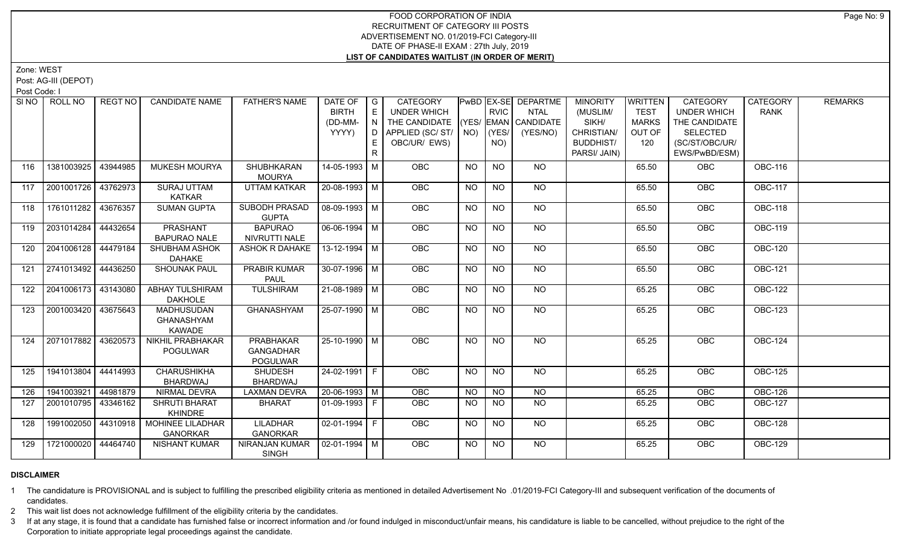# FOOD CORPORATION OF INDIA
## RECRUITMENT OF CATEGORY III POSTS
## ADVERTISEMENT NO. 01/2019-FCI Category-III
## DATE OF PHASE-II EXAM : 27th July, 2019
## LIST OF CANDIDATES WAITLIST (IN ORDER OF MERIT)

Zone: WEST

Post: AG-III (DEPOT)

Post Code: I

| Sl NO | ROLL NO | REGT NO | CANDIDATE NAME | FATHER'S NAME | DATE OF BIRTH (DD-MM-YYYY) | GENDER | CATEGORY UNDER WHICH THE CANDIDATE APPLIED (SC/ ST/ OBC/UR/ EWS) | PwBD (YES/ NO) | EX-SERVICEMAN (YES/ NO) | DEPARTMENTAL CANDIDATE (YES/NO) | MINORITY (MUSLIM/ SIKH/ CHRISTIAN/ BUDDHIST/ PARSI/ JAIN) | WRITTEN TEST MARKS OUT OF 120 | CATEGORY UNDER WHICH THE CANDIDATE SELECTED (SC/ST/OBC/UR/ EWS/PwBD/ESM) | CATEGORY RANK | REMARKS |
|---|---|---|---|---|---|---|---|---|---|---|---|---|---|---|---|
| 116 | 1381003925 | 43944985 | MUKESH MOURYA | SHUBHKARAN MOURYA | 14-05-1993 | M | OBC | NO | NO | NO | | 65.50 | OBC | OBC-116 | |
| 117 | 2001001726 | 43762973 | SURAJ UTTAM KATKAR | UTTAM KATKAR | 20-08-1993 | M | OBC | NO | NO | NO | | 65.50 | OBC | OBC-117 | |
| 118 | 1761011282 | 43676357 | SUMAN GUPTA | SUBODH PRASAD GUPTA | 08-09-1993 | M | OBC | NO | NO | NO | | 65.50 | OBC | OBC-118 | |
| 119 | 2031014284 | 44432654 | PRASHANT BAPURAO NALE | BAPURAO NIVRUTTI NALE | 06-06-1994 | M | OBC | NO | NO | NO | | 65.50 | OBC | OBC-119 | |
| 120 | 2041006128 | 44479184 | SHUBHAM ASHOK DAHAKE | ASHOK R DAHAKE | 13-12-1994 | M | OBC | NO | NO | NO | | 65.50 | OBC | OBC-120 | |
| 121 | 2741013492 | 44436250 | SHOUNAK PAUL | PRABIR KUMAR PAUL | 30-07-1996 | M | OBC | NO | NO | NO | | 65.50 | OBC | OBC-121 | |
| 122 | 2041006173 | 43143080 | ABHAY TULSHIRAM DAKHOLE | TULSHIRAM | 21-08-1989 | M | OBC | NO | NO | NO | | 65.25 | OBC | OBC-122 | |
| 123 | 2001003420 | 43675643 | MADHUSUDAN GHANASHYAM KAWADE | GHANASHYAM | 25-07-1990 | M | OBC | NO | NO | NO | | 65.25 | OBC | OBC-123 | |
| 124 | 2071017882 | 43620573 | NIKHIL PRABHAKAR POGULWAR | PRABHAKAR GANGADHAR POGULWAR | 25-10-1990 | M | OBC | NO | NO | NO | | 65.25 | OBC | OBC-124 | |
| 125 | 1941013804 | 44414993 | CHARUSHIKHA BHARDWAJ | SHUDESH BHARDWAJ | 24-02-1991 | F | OBC | NO | NO | NO | | 65.25 | OBC | OBC-125 | |
| 126 | 1941003921 | 44981879 | NIRMAL DEVRA | LAXMAN DEVRA | 20-06-1993 | M | OBC | NO | NO | NO | | 65.25 | OBC | OBC-126 | |
| 127 | 2001010795 | 43346162 | SHRUTI BHARAT KHINDRE | BHARAT | 01-09-1993 | F | OBC | NO | NO | NO | | 65.25 | OBC | OBC-127 | |
| 128 | 1991002050 | 44310918 | MOHINEE LILADHAR GANORKAR | LILADHAR GANORKAR | 02-01-1994 | F | OBC | NO | NO | NO | | 65.25 | OBC | OBC-128 | |
| 129 | 1721000020 | 44464740 | NISHANT KUMAR | NIRANJAN KUMAR SINGH | 02-01-1994 | M | OBC | NO | NO | NO | | 65.25 | OBC | OBC-129 | |

**DISCLAIMER**

1 The candidature is PROVISIONAL and is subject to fulfilling the prescribed eligibility criteria as mentioned in detailed Advertisement No .01/2019-FCI Category-III and subsequent verification of the documents of candidates.

2 This wait list does not acknowledge fulfillment of the eligibility criteria by the candidates.

3 If at any stage, it is found that a candidate has furnished false or incorrect information and /or found indulged in misconduct/unfair means, his candidature is liable to be cancelled, without prejudice to the right of the Corporation to initiate appropriate legal proceedings against the candidate.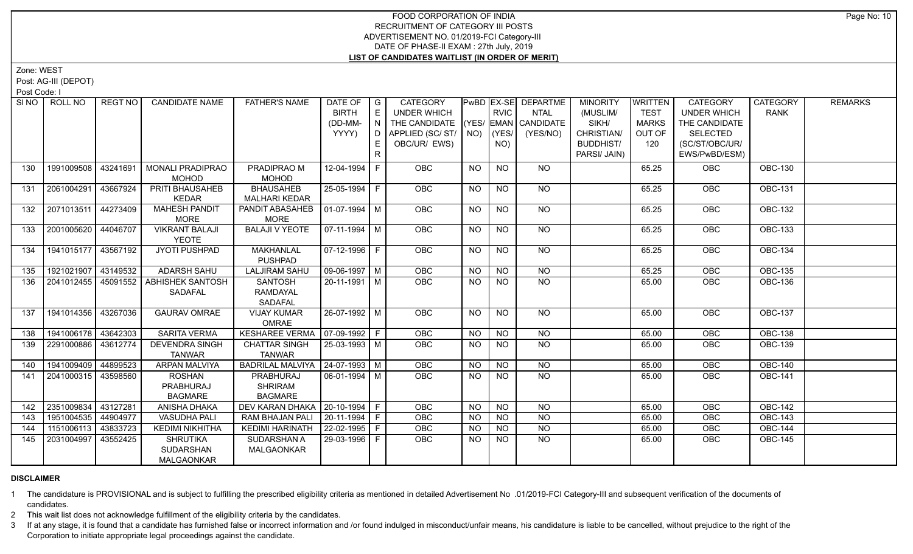# FOOD CORPORATION OF INDIA
## RECRUITMENT OF CATEGORY III POSTS
## ADVERTISEMENT NO. 01/2019-FCI Category-III
## DATE OF PHASE-II EXAM : 27th July, 2019
## LIST OF CANDIDATES WAITLIST (IN ORDER OF MERIT)

Zone: WEST

Post: AG-III (DEPOT)

Post Code: I

| Sl NO | ROLL NO | REGT NO | CANDIDATE NAME | FATHER'S NAME | DATE OF BIRTH (DD-MM-YYYY) | GENDER | CATEGORY UNDER WHICH THE CANDIDATE APPLIED (SC/ ST/ OBC/UR/ EWS) | PwBD (YES/ NO) | EX-SERVICEMAN (YES/ NO) | DEPARTMENTAL CANDIDATE (YES/NO) | MINORITY (MUSLIM/ SIKH/ CHRISTIAN/ BUDDHIST/ PARSI/ JAIN) | WRITTEN TEST MARKS OUT OF 120 | CATEGORY UNDER WHICH THE CANDIDATE SELECTED (SC/ST/OBC/UR/ EWS/PwBD/ESM) | CATEGORY RANK | REMARKS |
|---|---|---|---|---|---|---|---|---|---|---|---|---|---|---|---|
| 130 | 1991009508 | 43241691 | MONALI PRADIPRAO MOHOD | PRADIPRAO M MOHOD | 12-04-1994 | F | OBC | NO | NO | NO | | 65.25 | OBC | OBC-130 | |
| 131 | 2061004291 | 43667924 | PRITI BHAUSAHEB KEDAR | BHAUSAHEB MALHARI KEDAR | 25-05-1994 | F | OBC | NO | NO | NO | | 65.25 | OBC | OBC-131 | |
| 132 | 2071013511 | 44273409 | MAHESH PANDIT MORE | PANDIT ABASAHEB MORE | 01-07-1994 | M | OBC | NO | NO | NO | | 65.25 | OBC | OBC-132 | |
| 133 | 2001005620 | 44046707 | VIKRANT BALAJI YEOTE | BALAJI V YEOTE | 07-11-1994 | M | OBC | NO | NO | NO | | 65.25 | OBC | OBC-133 | |
| 134 | 1941015177 | 43567192 | JYOTI PUSHPAD | MAKHANLAL PUSHPAD | 07-12-1996 | F | OBC | NO | NO | NO | | 65.25 | OBC | OBC-134 | |
| 135 | 1921021907 | 43149532 | ADARSH SAHU | LALJIRAM SAHU | 09-06-1997 | M | OBC | NO | NO | NO | | 65.25 | OBC | OBC-135 | |
| 136 | 2041012455 | 45091552 | ABHISHEK SANTOSH SADAFAL | SANTOSH RAMDAYAL SADAFAL | 20-11-1991 | M | OBC | NO | NO | NO | | 65.00 | OBC | OBC-136 | |
| 137 | 1941014356 | 43267036 | GAURAV OMRAE | VIJAY KUMAR OMRAE | 26-07-1992 | M | OBC | NO | NO | NO | | 65.00 | OBC | OBC-137 | |
| 138 | 1941006178 | 43642303 | SARITA VERMA | KESHAREE VERMA | 07-09-1992 | F | OBC | NO | NO | NO | | 65.00 | OBC | OBC-138 | |
| 139 | 2291000886 | 43612774 | DEVENDRA SINGH TANWAR | CHATTAR SINGH TANWAR | 25-03-1993 | M | OBC | NO | NO | NO | | 65.00 | OBC | OBC-139 | |
| 140 | 1941009409 | 44899523 | ARPAN MALVIYA | BADRILAL MALVIYA | 24-07-1993 | M | OBC | NO | NO | NO | | 65.00 | OBC | OBC-140 | |
| 141 | 2041000315 | 43598560 | ROSHAN PRABHURAJ BAGMARE | PRABHURAJ SHRIRAM BAGMARE | 06-01-1994 | M | OBC | NO | NO | NO | | 65.00 | OBC | OBC-141 | |
| 142 | 2351009834 | 43127281 | ANISHA DHAKA | DEV KARAN DHAKA | 20-10-1994 | F | OBC | NO | NO | NO | | 65.00 | OBC | OBC-142 | |
| 143 | 1951004535 | 44904977 | VASUDHA PALI | RAM BHAJAN PALI | 20-11-1994 | F | OBC | NO | NO | NO | | 65.00 | OBC | OBC-143 | |
| 144 | 1151006113 | 43833723 | KEDIMI NIKHITHA | KEDIMI HARINATH | 22-02-1995 | F | OBC | NO | NO | NO | | 65.00 | OBC | OBC-144 | |
| 145 | 2031004997 | 43552425 | SHRUTIKA SUDARSHAN MALGAONKAR | SUDARSHAN A MALGAONKAR | 29-03-1996 | F | OBC | NO | NO | NO | | 65.00 | OBC | OBC-145 | |

**DISCLAIMER**

1 The candidature is PROVISIONAL and is subject to fulfilling the prescribed eligibility criteria as mentioned in detailed Advertisement No .01/2019-FCI Category-III and subsequent verification of the documents of candidates.

2 This wait list does not acknowledge fulfillment of the eligibility criteria by the candidates.

3 If at any stage, it is found that a candidate has furnished false or incorrect information and /or found indulged in misconduct/unfair means, his candidature is liable to be cancelled, without prejudice to the right of the Corporation to initiate appropriate legal proceedings against the candidate.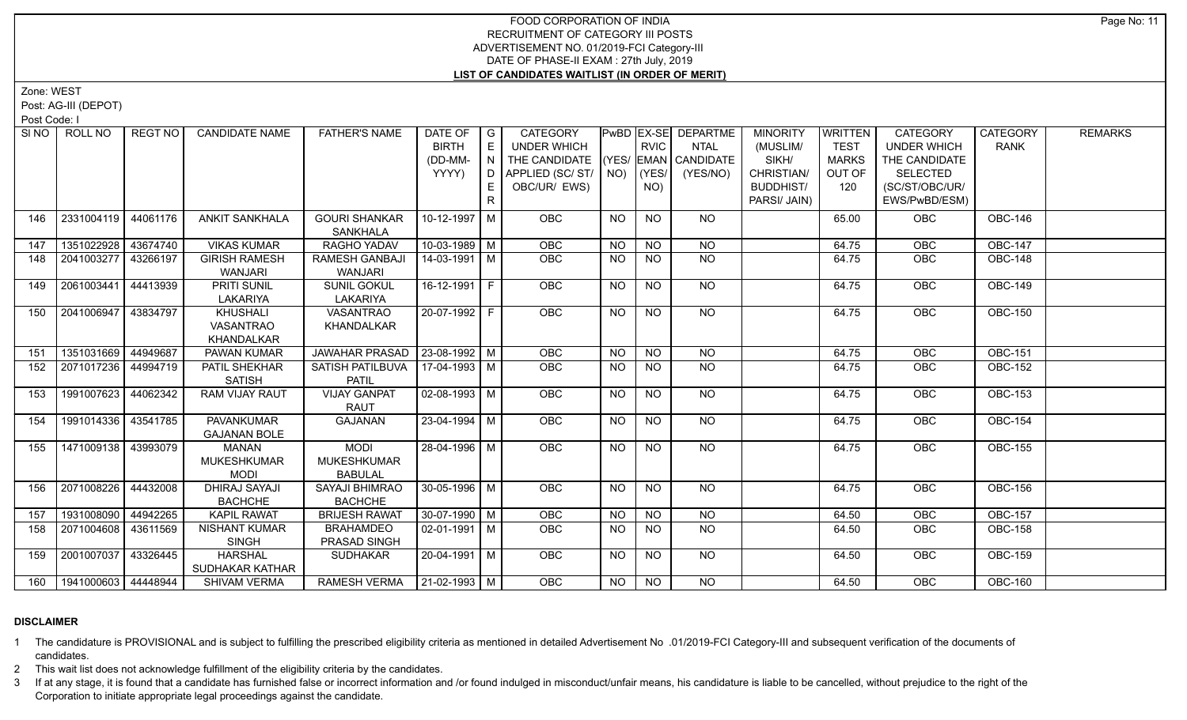# FOOD CORPORATION OF INDIA
## RECRUITMENT OF CATEGORY III POSTS
## ADVERTISEMENT NO. 01/2019-FCI Category-III
## DATE OF PHASE-II EXAM : 27th July, 2019
## LIST OF CANDIDATES WAITLIST (IN ORDER OF MERIT)

Zone: WEST

Post: AG-III (DEPOT)

Post Code: I

| SI NO | ROLL NO | REGT NO | CANDIDATE NAME | FATHER'S NAME | DATE OF BIRTH (DD-MM-YYYY) | GENDER | CATEGORY UNDER WHICH THE CANDIDATE APPLIED (SC/ ST/ OBC/UR/ EWS) | PwBD (YES/ NO) | EX-SERVICEMAN (YES/ NO) | DEPARTMENTAL CANDIDATE (YES/NO) | MINORITY (MUSLIM/ SIKH/ CHRISTIAN/ BUDDHIST/ PARSI/ JAIN) | WRITTEN TEST MARKS OUT OF 120 | CATEGORY UNDER WHICH THE CANDIDATE SELECTED (SC/ST/OBC/UR/ EWS/PwBD/ESM) | CATEGORY RANK | REMARKS |
|---|---|---|---|---|---|---|---|---|---|---|---|---|---|---|---|
| 146 | 2331004119 | 44061176 | ANKIT SANKHALA | GOURI SHANKAR SANKHALA | 10-12-1997 | M | OBC | NO | NO | NO | | 65.00 | OBC | OBC-146 | |
| 147 | 1351022928 | 43674740 | VIKAS KUMAR | RAGHO YADAV | 10-03-1989 | M | OBC | NO | NO | NO | | 64.75 | OBC | OBC-147 | |
| 148 | 2041003277 | 43266197 | GIRISH RAMESH WANJARI | RAMESH GANBAJI WANJARI | 14-03-1991 | M | OBC | NO | NO | NO | | 64.75 | OBC | OBC-148 | |
| 149 | 2061003441 | 44413939 | PRITI SUNIL LAKARIYA | SUNIL GOKUL LAKARIYA | 16-12-1991 | F | OBC | NO | NO | NO | | 64.75 | OBC | OBC-149 | |
| 150 | 2041006947 | 43834797 | KHUSHALI VASANTRAO KHANDALKAR | VASANTRAO KHANDALKAR | 20-07-1992 | F | OBC | NO | NO | NO | | 64.75 | OBC | OBC-150 | |
| 151 | 1351031669 | 44949687 | PAWAN KUMAR | JAWAHAR PRASAD | 23-08-1992 | M | OBC | NO | NO | NO | | 64.75 | OBC | OBC-151 | |
| 152 | 2071017236 | 44994719 | PATIL SHEKHAR SATISH | SATISH PATILBUVA PATIL | 17-04-1993 | M | OBC | NO | NO | NO | | 64.75 | OBC | OBC-152 | |
| 153 | 1991007623 | 44062342 | RAM VIJAY RAUT | VIJAY GANPAT RAUT | 02-08-1993 | M | OBC | NO | NO | NO | | 64.75 | OBC | OBC-153 | |
| 154 | 1991014336 | 43541785 | PAVANKUMAR GAJANAN BOLE | GAJANAN | 23-04-1994 | M | OBC | NO | NO | NO | | 64.75 | OBC | OBC-154 | |
| 155 | 1471009138 | 43993079 | MANAN MUKESHKUMAR MODI | MODI MUKESHKUMAR BABULAL | 28-04-1996 | M | OBC | NO | NO | NO | | 64.75 | OBC | OBC-155 | |
| 156 | 2071008226 | 44432008 | DHIRAJ SAYAJI BACHCHE | SAYAJI BHIMRAO BACHCHE | 30-05-1996 | M | OBC | NO | NO | NO | | 64.75 | OBC | OBC-156 | |
| 157 | 1931008090 | 44942265 | KAPIL RAWAT | BRIJESH RAWAT | 30-07-1990 | M | OBC | NO | NO | NO | | 64.50 | OBC | OBC-157 | |
| 158 | 2071004608 | 43611569 | NISHANT KUMAR SINGH | BRAHAMDEO PRASAD SINGH | 02-01-1991 | M | OBC | NO | NO | NO | | 64.50 | OBC | OBC-158 | |
| 159 | 2001007037 | 43326445 | HARSHAL SUDHAKAR KATHAR | SUDHAKAR | 20-04-1991 | M | OBC | NO | NO | NO | | 64.50 | OBC | OBC-159 | |
| 160 | 1941000603 | 44448944 | SHIVAM VERMA | RAMESH VERMA | 21-02-1993 | M | OBC | NO | NO | NO | | 64.50 | OBC | OBC-160 | |

## DISCLAIMER

1 The candidature is PROVISIONAL and is subject to fulfilling the prescribed eligibility criteria as mentioned in detailed Advertisement No .01/2019-FCI Category-III and subsequent verification of the documents of candidates.

2 This wait list does not acknowledge fulfillment of the eligibility criteria by the candidates.

3 If at any stage, it is found that a candidate has furnished false or incorrect information and /or found indulged in misconduct/unfair means, his candidature is liable to be cancelled, without prejudice to the right of the Corporation to initiate appropriate legal proceedings against the candidate.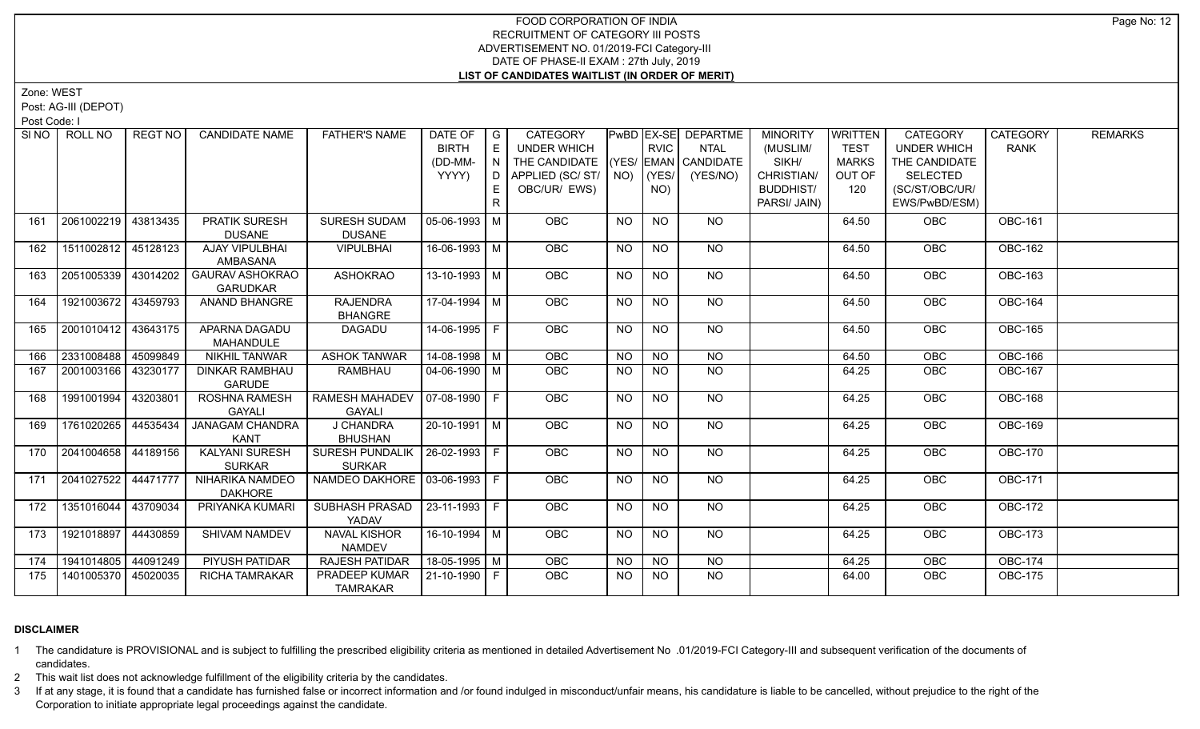# FOOD CORPORATION OF INDIA
## RECRUITMENT OF CATEGORY III POSTS
## ADVERTISEMENT NO. 01/2019-FCI Category-III
## DATE OF PHASE-II EXAM : 27th July, 2019
## LIST OF CANDIDATES WAITLIST (IN ORDER OF MERIT)

Zone: WEST

Post: AG-III (DEPOT)

Post Code: I

| Sl NO | ROLL NO | REGT NO | CANDIDATE NAME | FATHER'S NAME | DATE OF BIRTH (DD-MM-YYYY) | GENDER | CATEGORY UNDER WHICH THE CANDIDATE APPLIED (SC/ ST/ OBC/UR/ EWS) | PwBD (YES/ NO) | EX-SERVICEMAN (YES/ NO) | DEPARTMENTAL CANDIDATE (YES/NO) | MINORITY (MUSLIM/ SIKH/ CHRISTIAN/ BUDDHIST/ PARSI/ JAIN) | WRITTEN TEST MARKS OUT OF 120 | CATEGORY UNDER WHICH THE CANDIDATE SELECTED (SC/ST/OBC/UR/ EWS/PwBD/ESM) | CATEGORY RANK | REMARKS |
|---|---|---|---|---|---|---|---|---|---|---|---|---|---|---|---|
| 161 | 2061002219 | 43813435 | PRATIK SURESH DUSANE | SURESH SUDAM DUSANE | 05-06-1993 | M | OBC | NO | NO | NO | | 64.50 | OBC | OBC-161 | |
| 162 | 1511002812 | 45128123 | AJAY VIPULBHAI AMBASANA | VIPULBHAI | 16-06-1993 | M | OBC | NO | NO | NO | | 64.50 | OBC | OBC-162 | |
| 163 | 2051005339 | 43014202 | GAURAV ASHOKRAO GARUDKAR | ASHOKRAO | 13-10-1993 | M | OBC | NO | NO | NO | | 64.50 | OBC | OBC-163 | |
| 164 | 1921003672 | 43459793 | ANAND BHANGRE | RAJENDRA BHANGRE | 17-04-1994 | M | OBC | NO | NO | NO | | 64.50 | OBC | OBC-164 | |
| 165 | 2001010412 | 43643175 | APARNA DAGADU MAHANDULE | DAGADU | 14-06-1995 | F | OBC | NO | NO | NO | | 64.50 | OBC | OBC-165 | |
| 166 | 2331008488 | 45099849 | NIKHIL TANWAR | ASHOK TANWAR | 14-08-1998 | M | OBC | NO | NO | NO | | 64.50 | OBC | OBC-166 | |
| 167 | 2001003166 | 43230177 | DINKAR RAMBHAU GARUDE | RAMBHAU | 04-06-1990 | M | OBC | NO | NO | NO | | 64.25 | OBC | OBC-167 | |
| 168 | 1991001994 | 43203801 | ROSHNA RAMESH GAYALI | RAMESH MAHADEV GAYALI | 07-08-1990 | F | OBC | NO | NO | NO | | 64.25 | OBC | OBC-168 | |
| 169 | 1761020265 | 44535434 | JANAGAM CHANDRA KANT | J CHANDRA BHUSHAN | 20-10-1991 | M | OBC | NO | NO | NO | | 64.25 | OBC | OBC-169 | |
| 170 | 2041004658 | 44189156 | KALYANI SURESH SURKAR | SURESH PUNDALIK SURKAR | 26-02-1993 | F | OBC | NO | NO | NO | | 64.25 | OBC | OBC-170 | |
| 171 | 2041027522 | 44471777 | NIHARIKA NAMDEO DAKHORE | NAMDEO DAKHORE | 03-06-1993 | F | OBC | NO | NO | NO | | 64.25 | OBC | OBC-171 | |
| 172 | 1351016044 | 43709034 | PRIYANKA KUMARI | SUBHASH PRASAD YADAV | 23-11-1993 | F | OBC | NO | NO | NO | | 64.25 | OBC | OBC-172 | |
| 173 | 1921018897 | 44430859 | SHIVAM NAMDEV | NAVAL KISHOR NAMDEV | 16-10-1994 | M | OBC | NO | NO | NO | | 64.25 | OBC | OBC-173 | |
| 174 | 1941014805 | 44091249 | PIYUSH PATIDAR | RAJESH PATIDAR | 18-05-1995 | M | OBC | NO | NO | NO | | 64.25 | OBC | OBC-174 | |
| 175 | 1401005370 | 45020035 | RICHA TAMRAKAR | PRADEEP KUMAR TAMRAKAR | 21-10-1990 | F | OBC | NO | NO | NO | | 64.00 | OBC | OBC-175 | |

**DISCLAIMER**

1 The candidature is PROVISIONAL and is subject to fulfilling the prescribed eligibility criteria as mentioned in detailed Advertisement No .01/2019-FCI Category-III and subsequent verification of the documents of candidates.

2 This wait list does not acknowledge fulfillment of the eligibility criteria by the candidates.

3 If at any stage, it is found that a candidate has furnished false or incorrect information and /or found indulged in misconduct/unfair means, his candidature is liable to be cancelled, without prejudice to the right of the Corporation to initiate appropriate legal proceedings against the candidate.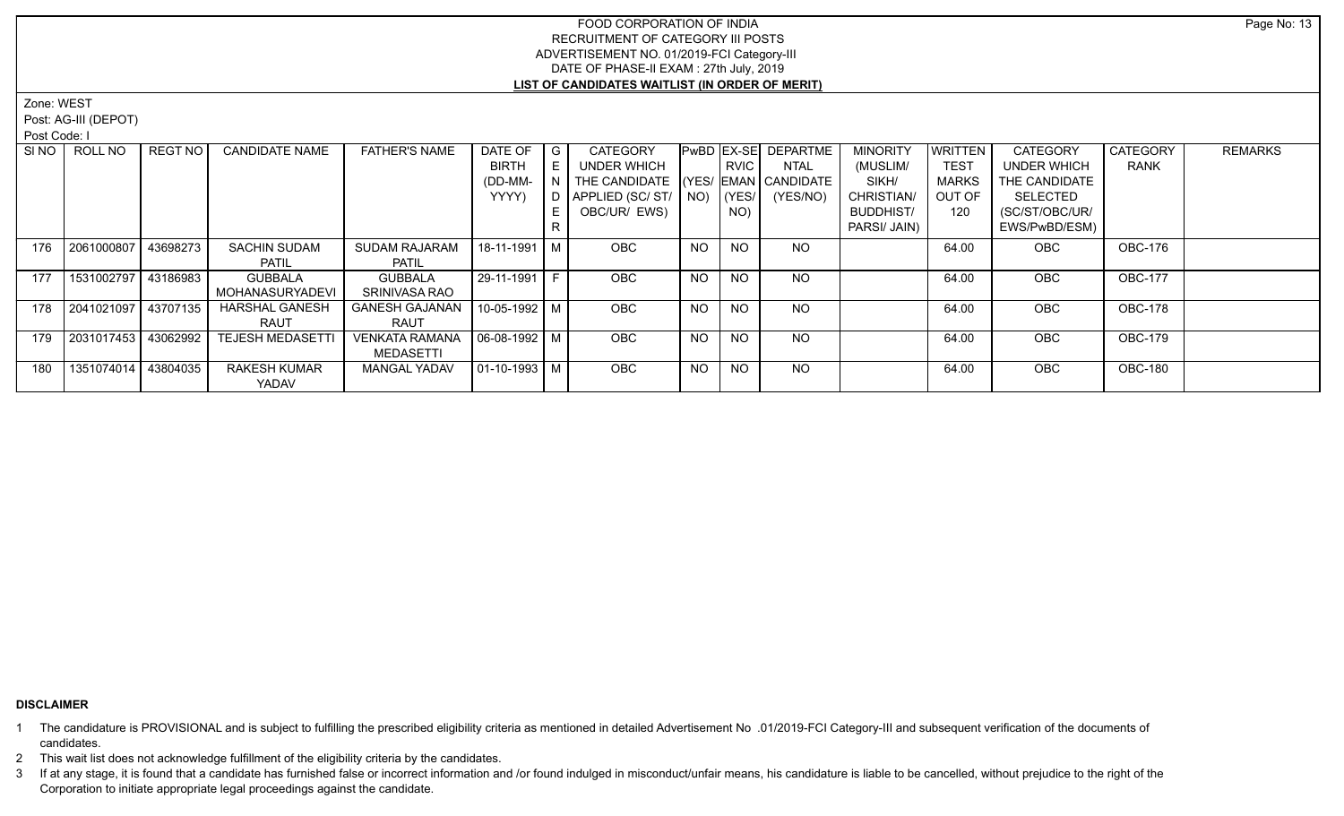# FOOD CORPORATION OF INDIA
## RECRUITMENT OF CATEGORY III POSTS
ADVERTISEMENT NO. 01/2019-FCI Category-III

DATE OF PHASE-II EXAM : 27th July, 2019

**LIST OF CANDIDATES WAITLIST (IN ORDER OF MERIT)**

Zone: WEST

Post: AG-III (DEPOT)

Post Code: I

| SI NO | ROLL NO | REGT NO | CANDIDATE NAME | FATHER'S NAME | DATE OF BIRTH (DD-MM-YYYY) | GENDER | CATEGORY UNDER WHICH THE CANDIDATE APPLIED (SC/ ST/ OBC/UR/ EWS) | PwBD (YES/ NO) | EX-SERVICEMAN (YES/ NO) | DEPARTMENTAL CANDIDATE (YES/NO) | MINORITY (MUSLIM/ SIKH/ CHRISTIAN/ BUDDHIST/ PARSI/ JAIN) | WRITTEN TEST MARKS OUT OF 120 | CATEGORY UNDER WHICH THE CANDIDATE SELECTED (SC/ST/OBC/UR/ EWS/PwBD/ESM) | CATEGORY RANK | REMARKS |
|---|---|---|---|---|---|---|---|---|---|---|---|---|---|---|---|
| 176 | 2061000807 | 43698273 | SACHIN SUDAM PATIL | SUDAM RAJARAM PATIL | 18-11-1991 | M | OBC | NO | NO | NO | | 64.00 | OBC | OBC-176 | |
| 177 | 1531002797 | 43186983 | GUBBALA MOHANASURYADEVI | GUBBALA SRINIVASA RAO | 29-11-1991 | F | OBC | NO | NO | NO | | 64.00 | OBC | OBC-177 | |
| 178 | 2041021097 | 43707135 | HARSHAL GANESH RAUT | GANESH GAJANAN RAUT | 10-05-1992 | M | OBC | NO | NO | NO | | 64.00 | OBC | OBC-178 | |
| 179 | 2031017453 | 43062992 | TEJESH MEDASETTI | VENKATA RAMANA MEDASETTI | 06-08-1992 | M | OBC | NO | NO | NO | | 64.00 | OBC | OBC-179 | |
| 180 | 1351074014 | 43804035 | RAKESH KUMAR YADAV | MANGAL YADAV | 01-10-1993 | M | OBC | NO | NO | NO | | 64.00 | OBC | OBC-180 | |

**DISCLAIMER**

1. The candidature is PROVISIONAL and is subject to fulfilling the prescribed eligibility criteria as mentioned in detailed Advertisement No .01/2019-FCI Category-III and subsequent verification of the documents of candidates.
2. This wait list does not acknowledge fulfillment of the eligibility criteria by the candidates.
3. If at any stage, it is found that a candidate has furnished false or incorrect information and /or found indulged in misconduct/unfair means, his candidature is liable to be cancelled, without prejudice to the right of the Corporation to initiate appropriate legal proceedings against the candidate.